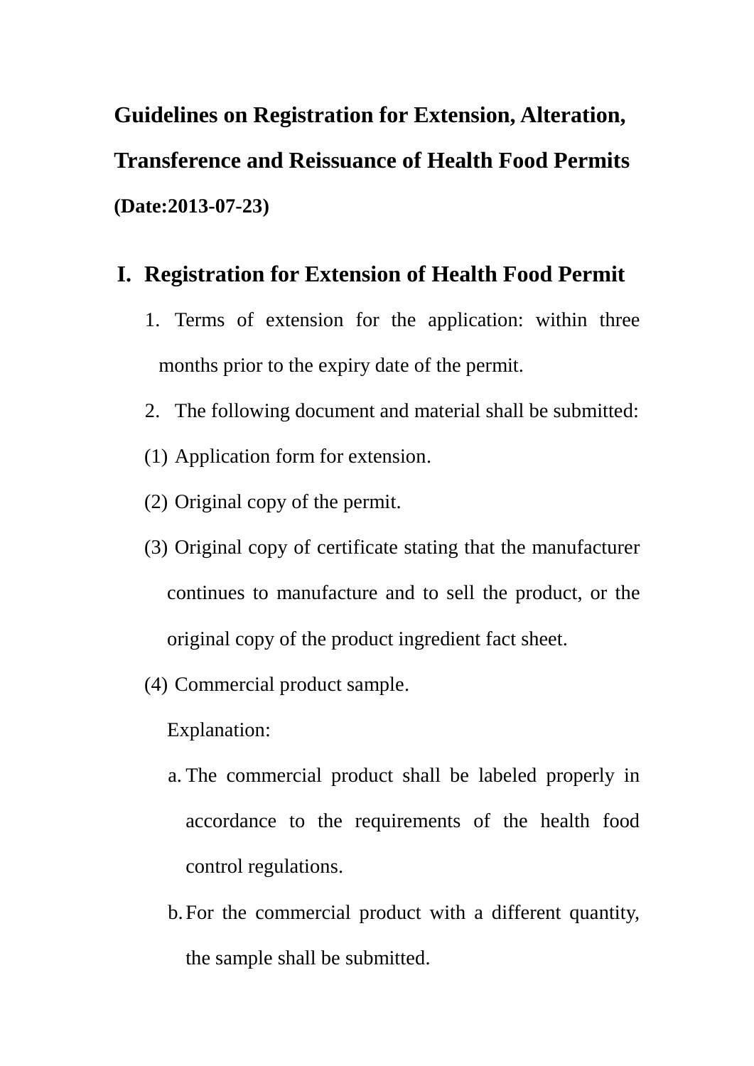# Guidelines on Registration for Extension, Alteration, Transference and Reissuance of Health Food Permits

**(Date:2013-07-23)**

## I. Registration for Extension of Health Food Permit

1. Terms of extension for the application: within three months prior to the expiry date of the permit.
2. The following document and material shall be submitted:

(1) Application form for extension.

(2) Original copy of the permit.

(3) Original copy of certificate stating that the manufacturer continues to manufacture and to sell the product, or the original copy of the product ingredient fact sheet.

(4) Commercial product sample.

Explanation:

a. The commercial product shall be labeled properly in accordance to the requirements of the health food control regulations.

b. For the commercial product with a different quantity, the sample shall be submitted.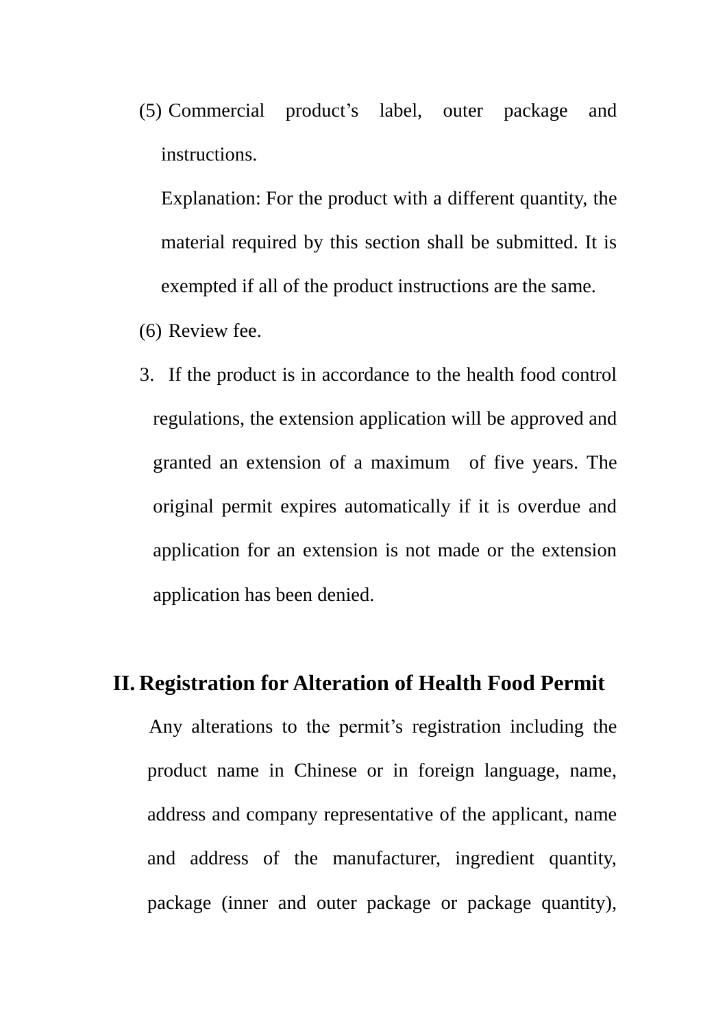(5) Commercial product's label, outer package and instructions.

Explanation: For the product with a different quantity, the material required by this section shall be submitted. It is exempted if all of the product instructions are the same.

(6) Review fee.

3. If the product is in accordance to the health food control regulations, the extension application will be approved and granted an extension of a maximum of five years. The original permit expires automatically if it is overdue and application for an extension is not made or the extension application has been denied.

## II. Registration for Alteration of Health Food Permit

Any alterations to the permit's registration including the product name in Chinese or in foreign language, name, address and company representative of the applicant, name and address of the manufacturer, ingredient quantity, package (inner and outer package or package quantity),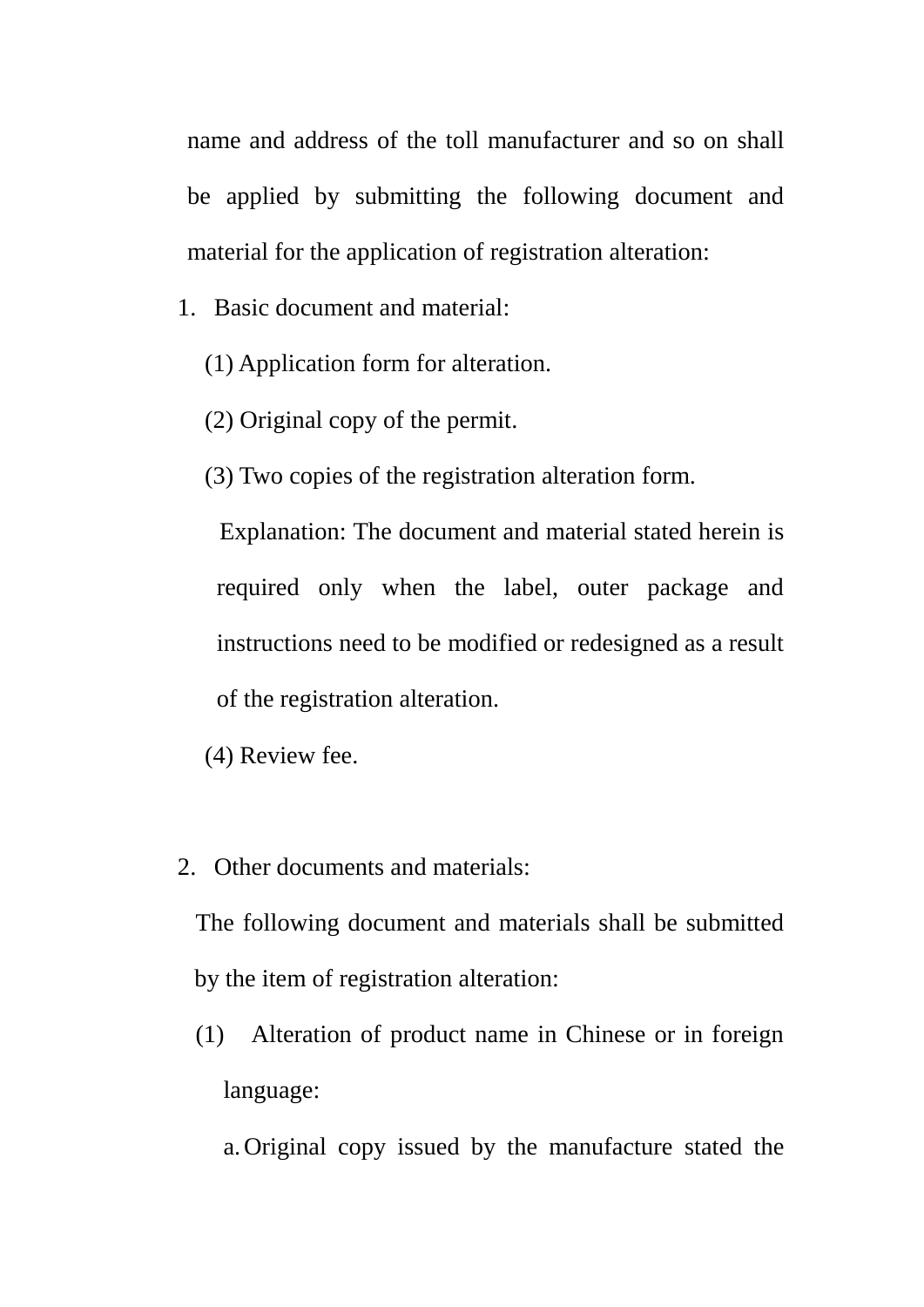name and address of the toll manufacturer and so on shall be applied by submitting the following document and material for the application of registration alteration:

1. Basic document and material:

   (1) Application form for alteration.

   (2) Original copy of the permit.

   (3) Two copies of the registration alteration form.

   Explanation: The document and material stated herein is required only when the label, outer package and instructions need to be modified or redesigned as a result of the registration alteration.

   (4) Review fee.

2. Other documents and materials:

   The following document and materials shall be submitted by the item of registration alteration:

   (1) Alteration of product name in Chinese or in foreign language:

      a. Original copy issued by the manufacture stated the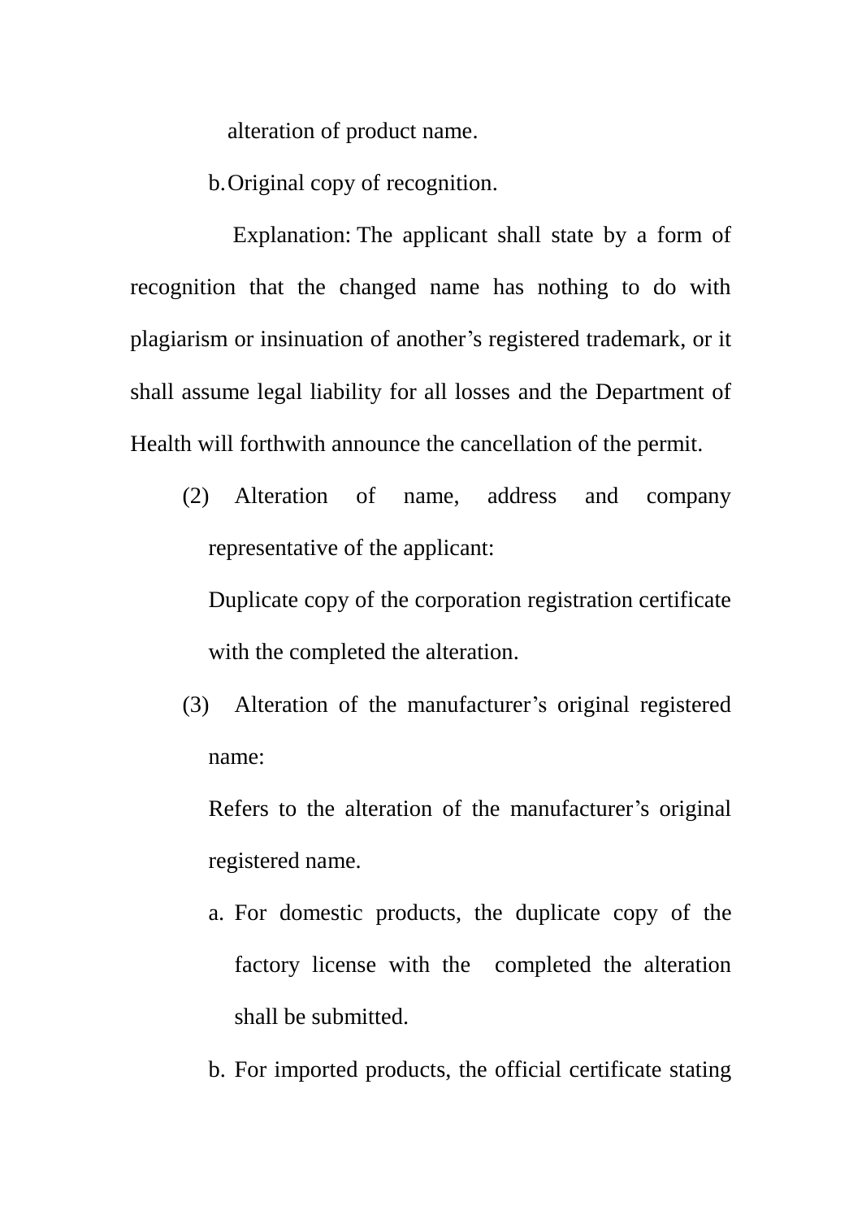alteration of product name.

b. Original copy of recognition.

Explanation: The applicant shall state by a form of recognition that the changed name has nothing to do with plagiarism or insinuation of another's registered trademark, or it shall assume legal liability for all losses and the Department of Health will forthwith announce the cancellation of the permit.

(2) Alteration of name, address and company representative of the applicant:

Duplicate copy of the corporation registration certificate with the completed the alteration.

(3) Alteration of the manufacturer's original registered name:

Refers to the alteration of the manufacturer's original registered name.

a. For domestic products, the duplicate copy of the factory license with the completed the alteration shall be submitted.

b. For imported products, the official certificate stating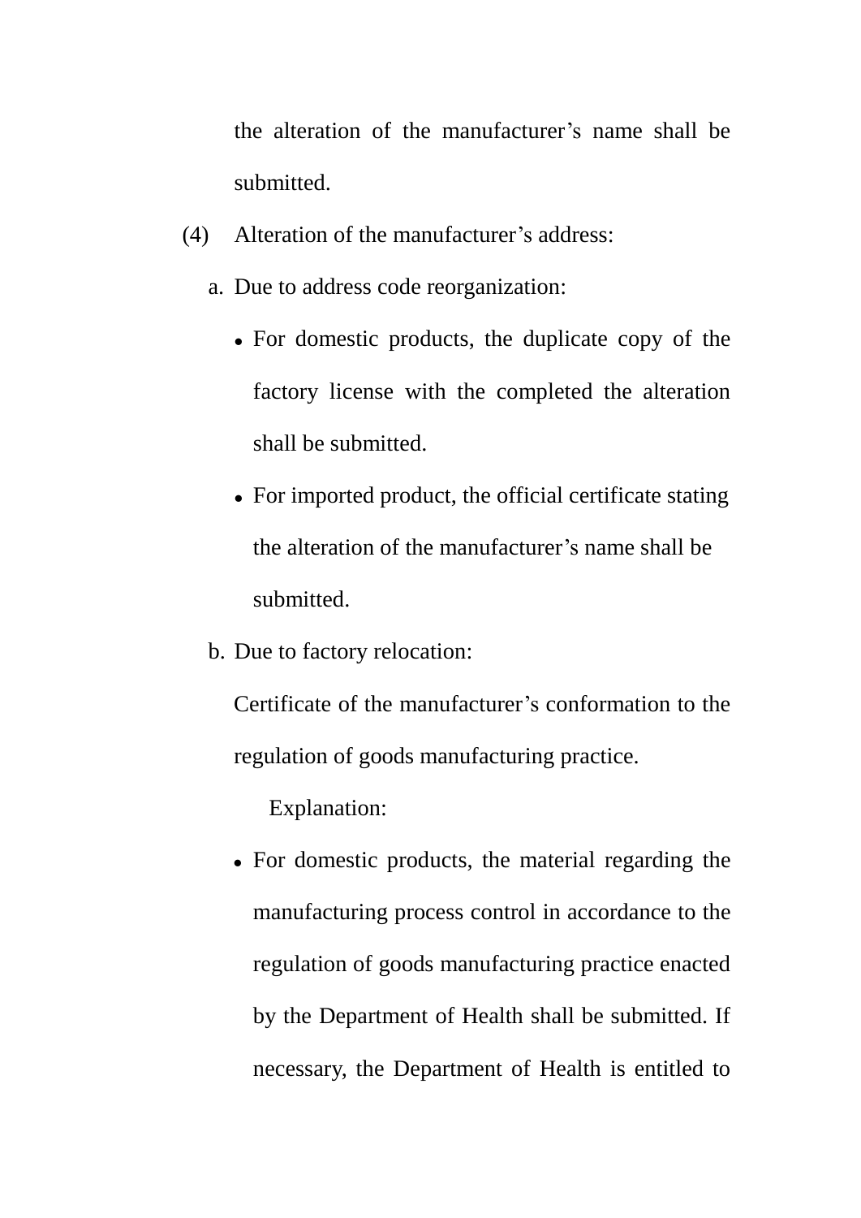the alteration of the manufacturer's name shall be submitted.

(4) Alteration of the manufacturer's address:

a. Due to address code reorganization:

- For domestic products, the duplicate copy of the factory license with the completed the alteration shall be submitted.
- For imported product, the official certificate stating the alteration of the manufacturer's name shall be submitted.

b. Due to factory relocation:

Certificate of the manufacturer's conformation to the regulation of goods manufacturing practice.

Explanation:

- For domestic products, the material regarding the manufacturing process control in accordance to the regulation of goods manufacturing practice enacted by the Department of Health shall be submitted. If necessary, the Department of Health is entitled to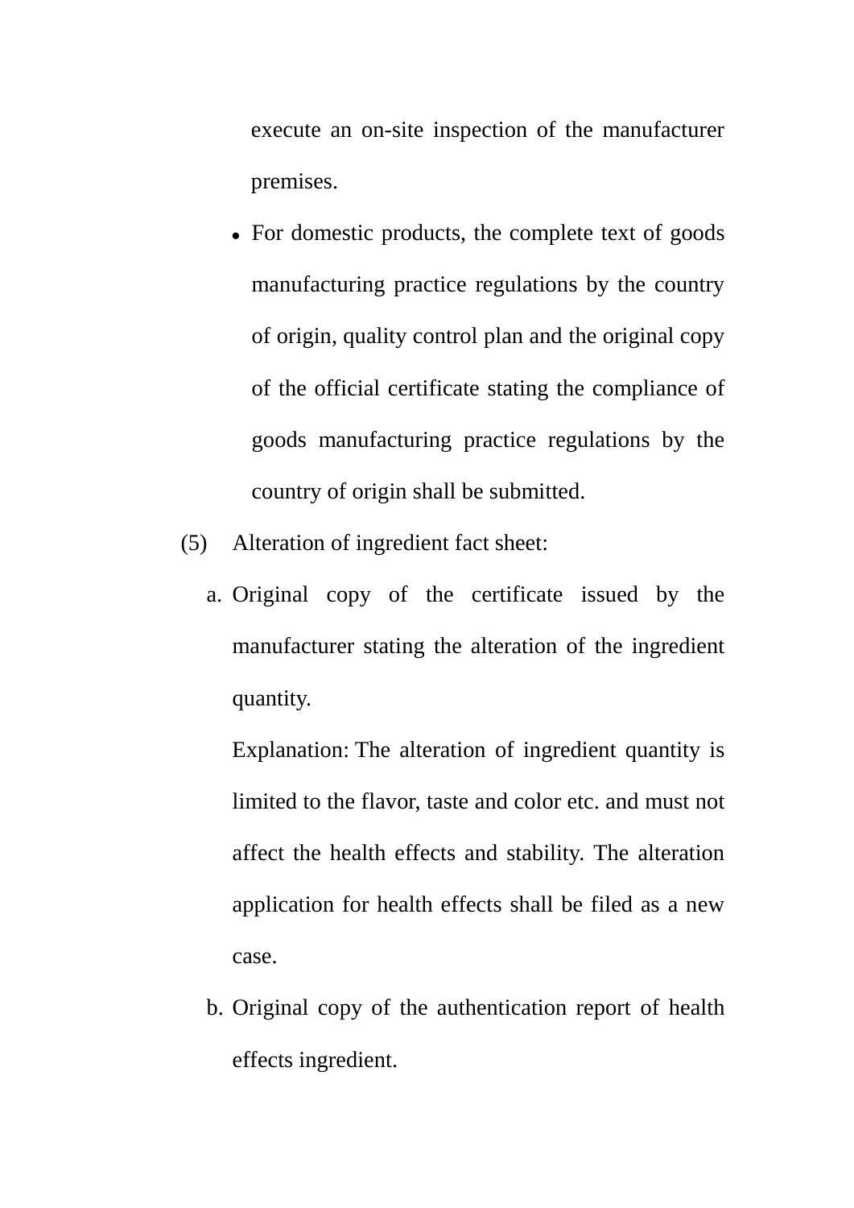execute an on-site inspection of the manufacturer premises.

- For domestic products, the complete text of goods manufacturing practice regulations by the country of origin, quality control plan and the original copy of the official certificate stating the compliance of goods manufacturing practice regulations by the country of origin shall be submitted.

(5) Alteration of ingredient fact sheet:

a. Original copy of the certificate issued by the manufacturer stating the alteration of the ingredient quantity.

   Explanation: The alteration of ingredient quantity is limited to the flavor, taste and color etc. and must not affect the health effects and stability. The alteration application for health effects shall be filed as a new case.

b. Original copy of the authentication report of health effects ingredient.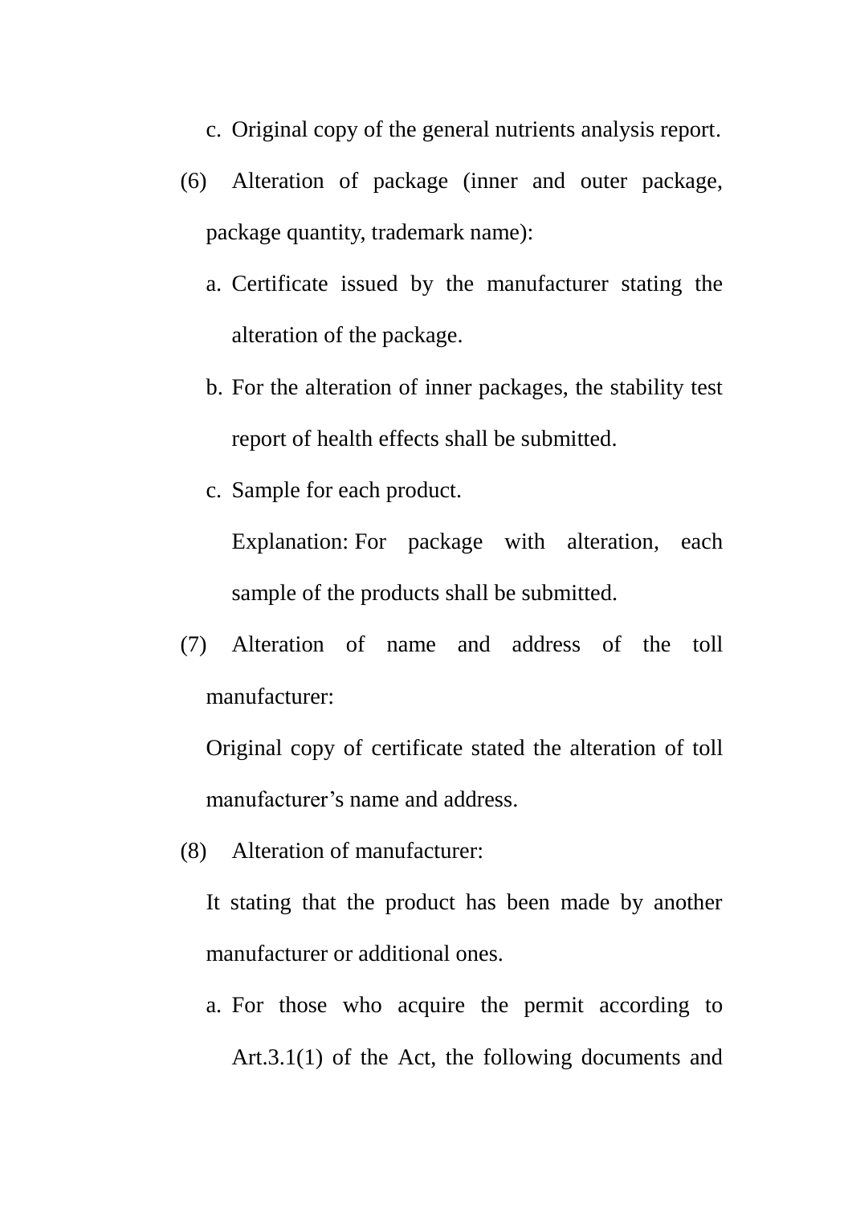c. Original copy of the general nutrients analysis report.

(6) Alteration of package (inner and outer package, package quantity, trademark name):

a. Certificate issued by the manufacturer stating the alteration of the package.

b. For the alteration of inner packages, the stability test report of health effects shall be submitted.

c. Sample for each product.

Explanation: For package with alteration, each sample of the products shall be submitted.

(7) Alteration of name and address of the toll manufacturer:

Original copy of certificate stated the alteration of toll manufacturer’s name and address.

(8) Alteration of manufacturer:

It stating that the product has been made by another manufacturer or additional ones.

a. For those who acquire the permit according to Art.3.1(1) of the Act, the following documents and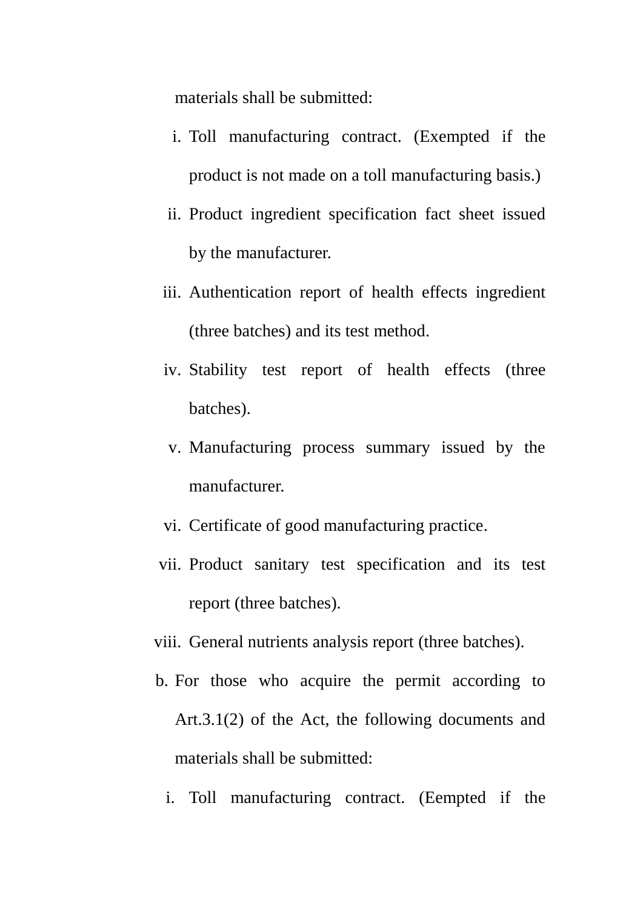materials shall be submitted:

i. Toll manufacturing contract. (Exempted if the product is not made on a toll manufacturing basis.)
ii. Product ingredient specification fact sheet issued by the manufacturer.
iii. Authentication report of health effects ingredient (three batches) and its test method.
iv. Stability test report of health effects (three batches).
v. Manufacturing process summary issued by the manufacturer.
vi. Certificate of good manufacturing practice.
vii. Product sanitary test specification and its test report (three batches).
viii. General nutrients analysis report (three batches).

b. For those who acquire the permit according to Art.3.1(2) of the Act, the following documents and materials shall be submitted:

i. Toll manufacturing contract. (Eempted if the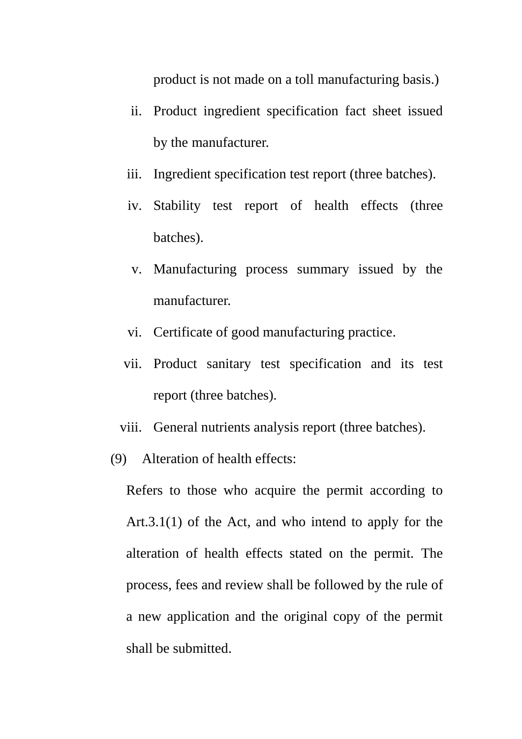product is not made on a toll manufacturing basis.)

ii. Product ingredient specification fact sheet issued by the manufacturer.

iii. Ingredient specification test report (three batches).

iv. Stability test report of health effects (three batches).

v. Manufacturing process summary issued by the manufacturer.

vi. Certificate of good manufacturing practice.

vii. Product sanitary test specification and its test report (three batches).

viii. General nutrients analysis report (three batches).

(9) Alteration of health effects:

Refers to those who acquire the permit according to Art.3.1(1) of the Act, and who intend to apply for the alteration of health effects stated on the permit. The process, fees and review shall be followed by the rule of a new application and the original copy of the permit shall be submitted.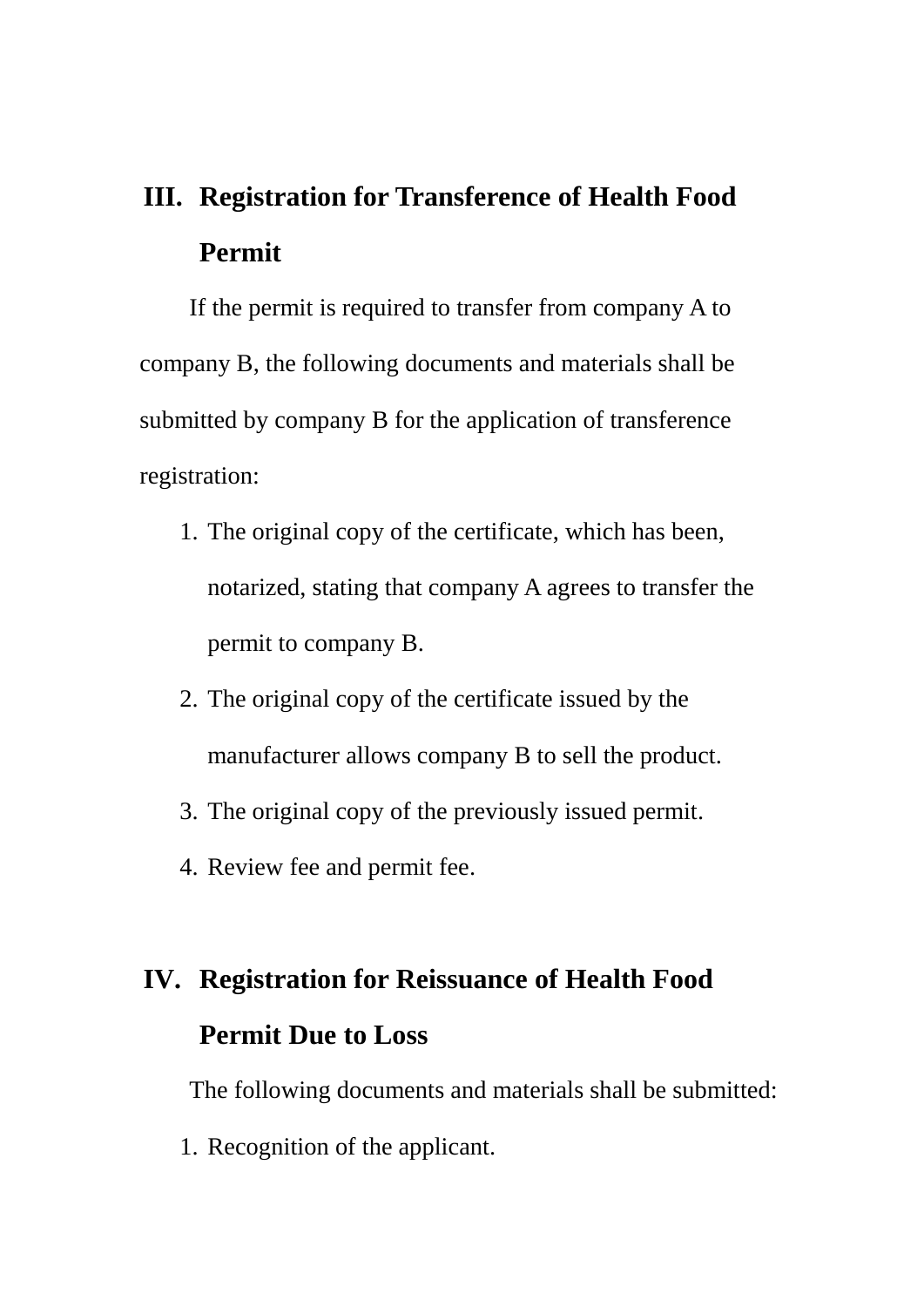## III. Registration for Transference of Health Food Permit

If the permit is required to transfer from company A to company B, the following documents and materials shall be submitted by company B for the application of transference registration:

1. The original copy of the certificate, which has been, notarized, stating that company A agrees to transfer the permit to company B.
2. The original copy of the certificate issued by the manufacturer allows company B to sell the product.
3. The original copy of the previously issued permit.
4. Review fee and permit fee.

## IV. Registration for Reissuance of Health Food Permit Due to Loss

The following documents and materials shall be submitted:

1. Recognition of the applicant.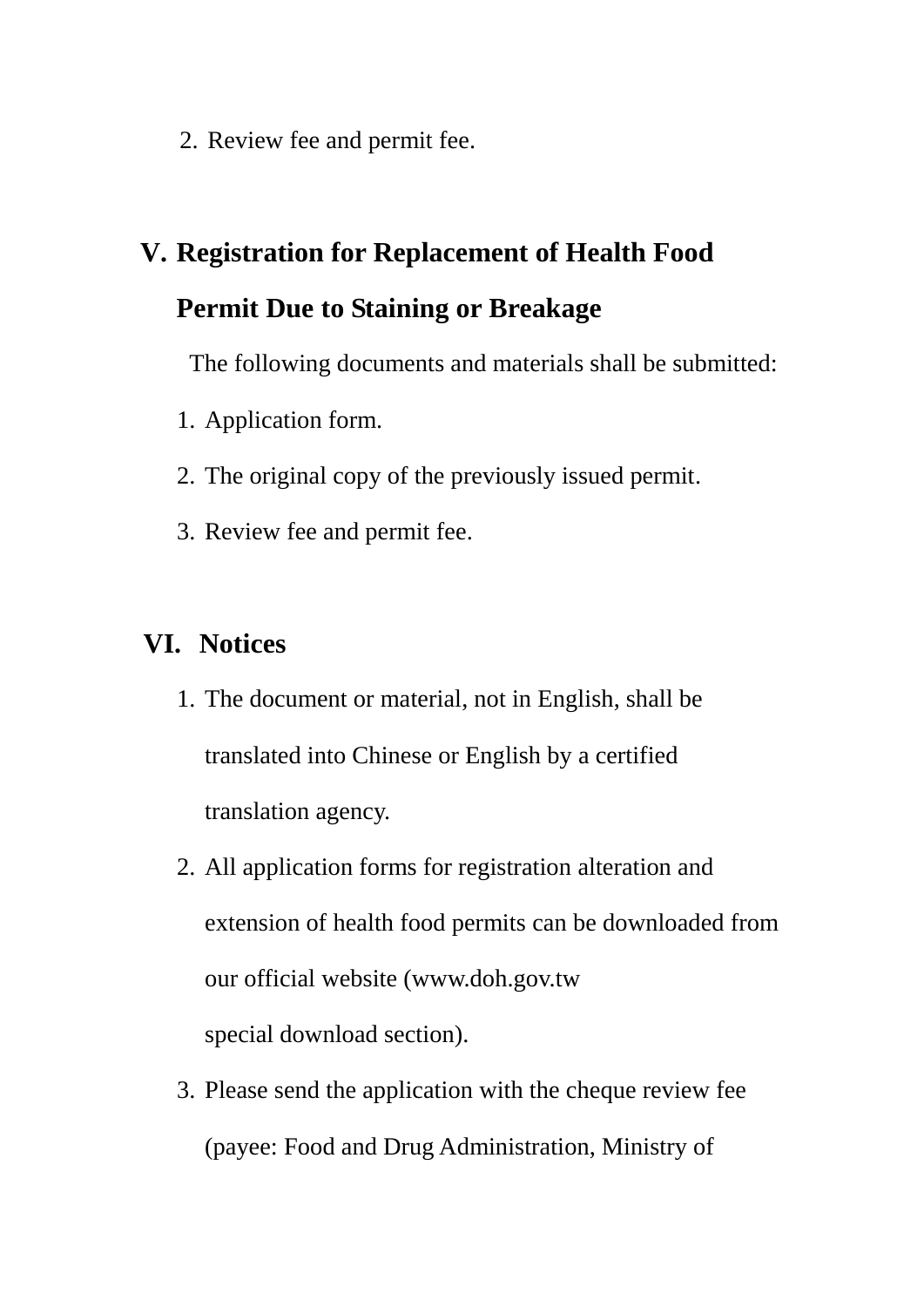2. Review fee and permit fee.

## V. Registration for Replacement of Health Food Permit Due to Staining or Breakage

The following documents and materials shall be submitted:

1. Application form.
2. The original copy of the previously issued permit.
3. Review fee and permit fee.

## VI. Notices

1. The document or material, not in English, shall be translated into Chinese or English by a certified translation agency.
2. All application forms for registration alteration and extension of health food permits can be downloaded from our official website (www.doh.gov.tw special download section).
3. Please send the application with the cheque review fee (payee: Food and Drug Administration, Ministry of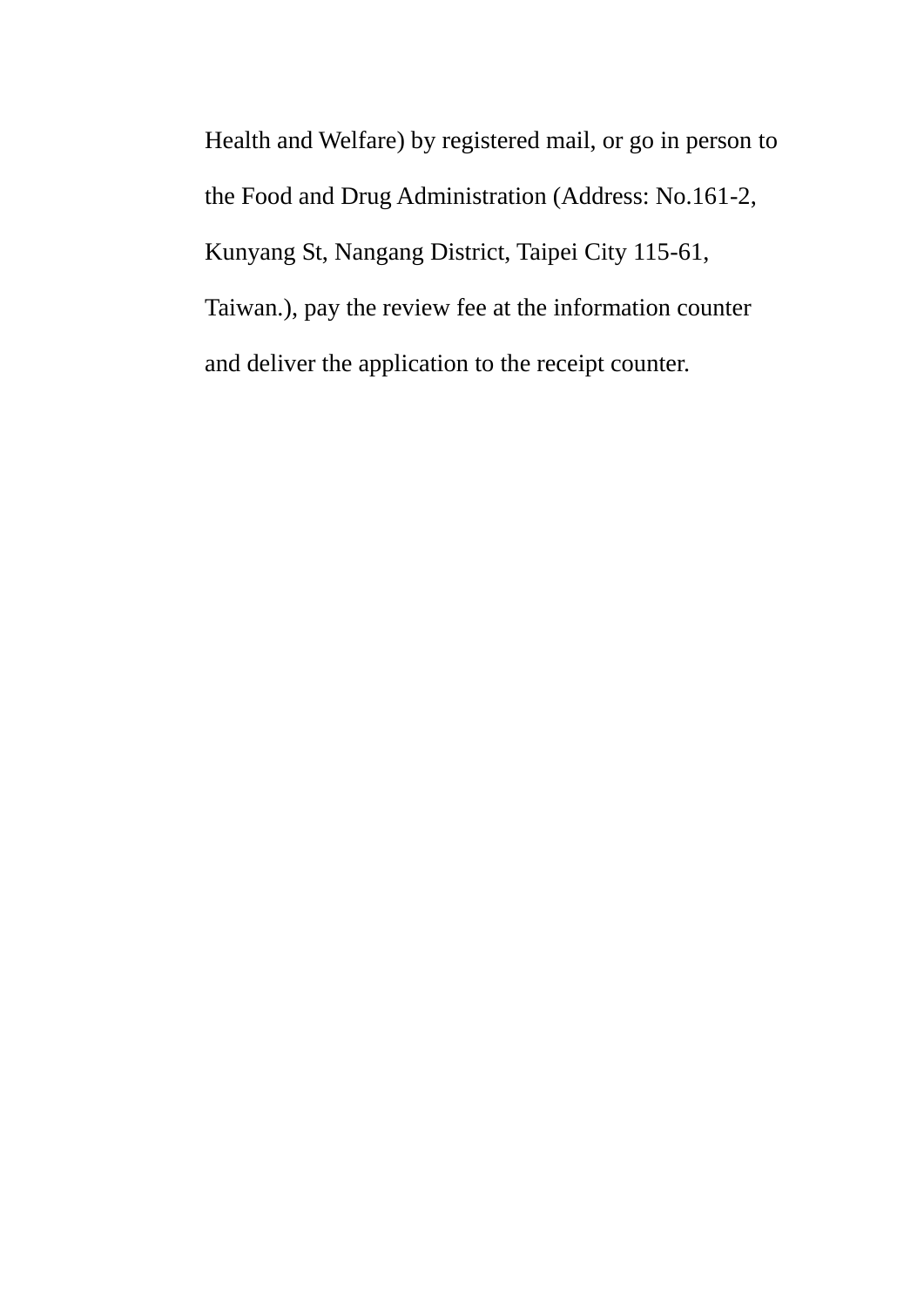Health and Welfare) by registered mail, or go in person to the Food and Drug Administration (Address: No.161-2, Kunyang St, Nangang District, Taipei City 115-61, Taiwan.), pay the review fee at the information counter and deliver the application to the receipt counter.